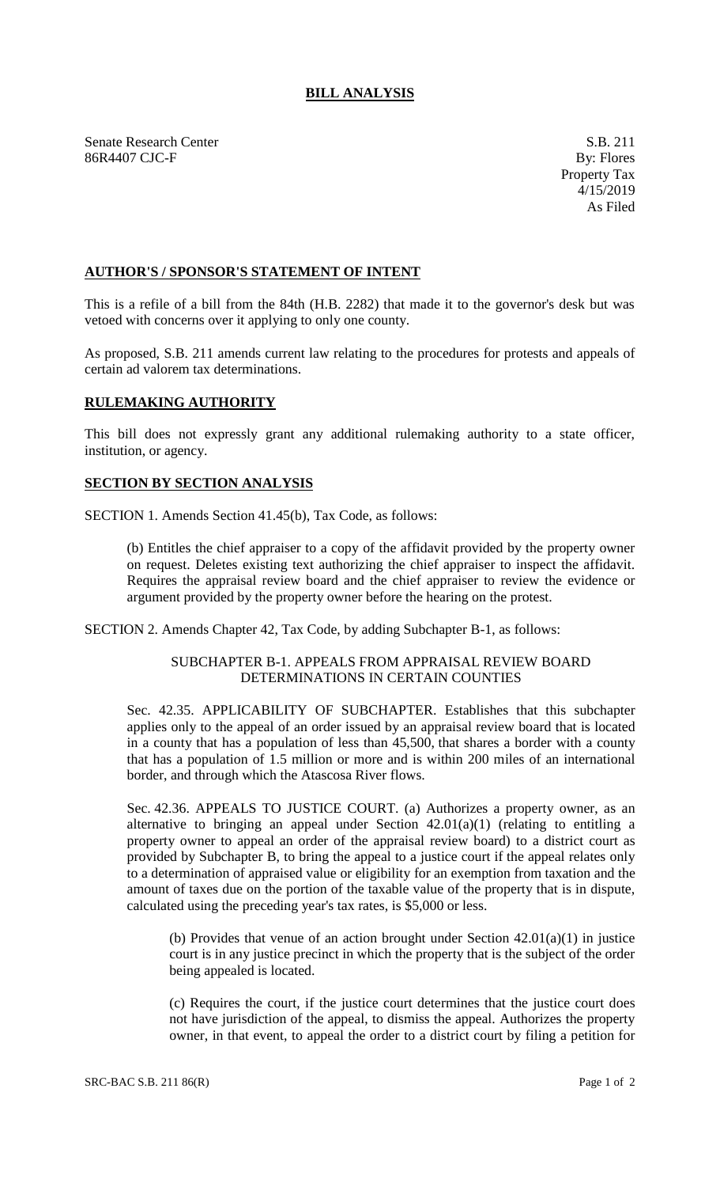# BILL ANALYSIS

Senate Research Center
86R4407 CJC-F

S.B. 211
By: Flores
Property Tax
4/15/2019
As Filed

## AUTHOR'S / SPONSOR'S STATEMENT OF INTENT

This is a refile of a bill from the 84th (H.B. 2282) that made it to the governor's desk but was vetoed with concerns over it applying to only one county.

As proposed, S.B. 211 amends current law relating to the procedures for protests and appeals of certain ad valorem tax determinations.

## RULEMAKING AUTHORITY

This bill does not expressly grant any additional rulemaking authority to a state officer, institution, or agency.

## SECTION BY SECTION ANALYSIS

SECTION 1. Amends Section 41.45(b), Tax Code, as follows:

(b) Entitles the chief appraiser to a copy of the affidavit provided by the property owner on request. Deletes existing text authorizing the chief appraiser to inspect the affidavit. Requires the appraisal review board and the chief appraiser to review the evidence or argument provided by the property owner before the hearing on the protest.

SECTION 2. Amends Chapter 42, Tax Code, by adding Subchapter B-1, as follows:

SUBCHAPTER B-1. APPEALS FROM APPRAISAL REVIEW BOARD DETERMINATIONS IN CERTAIN COUNTIES

Sec. 42.35. APPLICABILITY OF SUBCHAPTER. Establishes that this subchapter applies only to the appeal of an order issued by an appraisal review board that is located in a county that has a population of less than 45,500, that shares a border with a county that has a population of 1.5 million or more and is within 200 miles of an international border, and through which the Atascosa River flows.

Sec. 42.36. APPEALS TO JUSTICE COURT. (a) Authorizes a property owner, as an alternative to bringing an appeal under Section 42.01(a)(1) (relating to entitling a property owner to appeal an order of the appraisal review board) to a district court as provided by Subchapter B, to bring the appeal to a justice court if the appeal relates only to a determination of appraised value or eligibility for an exemption from taxation and the amount of taxes due on the portion of the taxable value of the property that is in dispute, calculated using the preceding year's tax rates, is $5,000 or less.

(b) Provides that venue of an action brought under Section 42.01(a)(1) in justice court is in any justice precinct in which the property that is the subject of the order being appealed is located.

(c) Requires the court, if the justice court determines that the justice court does not have jurisdiction of the appeal, to dismiss the appeal. Authorizes the property owner, in that event, to appeal the order to a district court by filing a petition for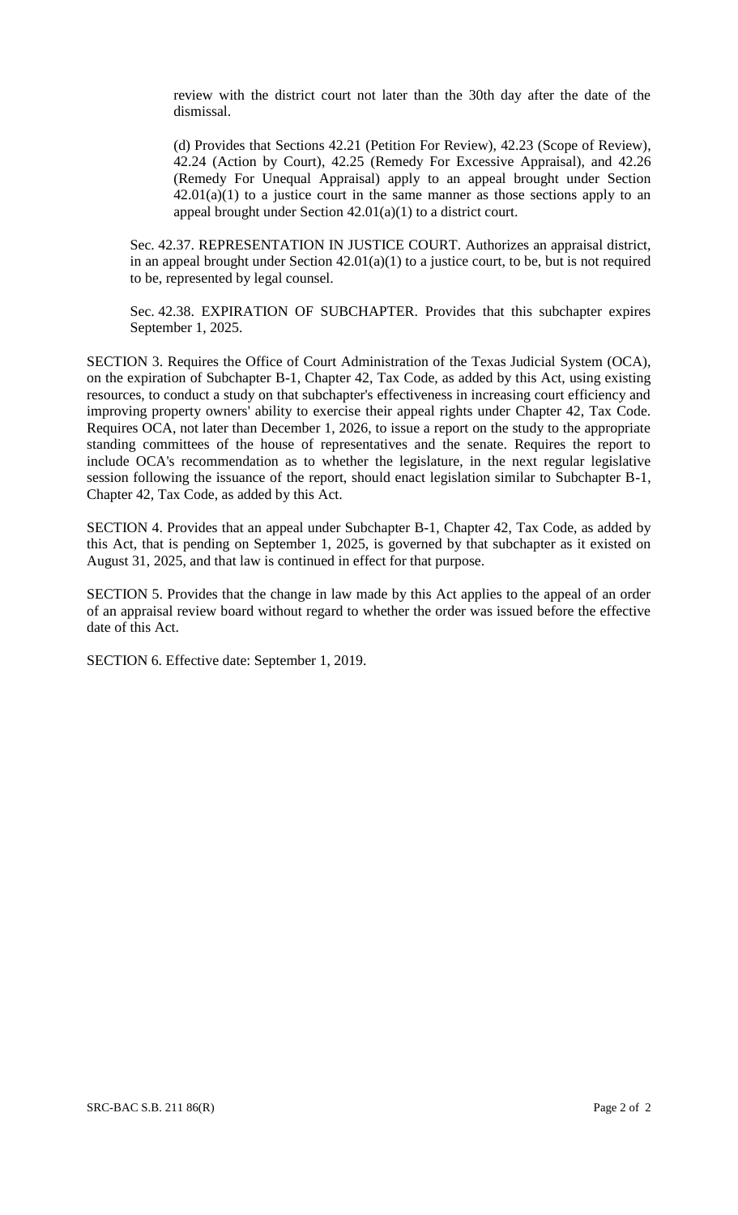review with the district court not later than the 30th day after the date of the dismissal.

(d) Provides that Sections 42.21 (Petition For Review), 42.23 (Scope of Review), 42.24 (Action by Court), 42.25 (Remedy For Excessive Appraisal), and 42.26 (Remedy For Unequal Appraisal) apply to an appeal brought under Section 42.01(a)(1) to a justice court in the same manner as those sections apply to an appeal brought under Section 42.01(a)(1) to a district court.

Sec. 42.37. REPRESENTATION IN JUSTICE COURT. Authorizes an appraisal district, in an appeal brought under Section 42.01(a)(1) to a justice court, to be, but is not required to be, represented by legal counsel.

Sec. 42.38. EXPIRATION OF SUBCHAPTER. Provides that this subchapter expires September 1, 2025.

SECTION 3. Requires the Office of Court Administration of the Texas Judicial System (OCA), on the expiration of Subchapter B-1, Chapter 42, Tax Code, as added by this Act, using existing resources, to conduct a study on that subchapter's effectiveness in increasing court efficiency and improving property owners' ability to exercise their appeal rights under Chapter 42, Tax Code. Requires OCA, not later than December 1, 2026, to issue a report on the study to the appropriate standing committees of the house of representatives and the senate. Requires the report to include OCA's recommendation as to whether the legislature, in the next regular legislative session following the issuance of the report, should enact legislation similar to Subchapter B-1, Chapter 42, Tax Code, as added by this Act.

SECTION 4. Provides that an appeal under Subchapter B-1, Chapter 42, Tax Code, as added by this Act, that is pending on September 1, 2025, is governed by that subchapter as it existed on August 31, 2025, and that law is continued in effect for that purpose.

SECTION 5. Provides that the change in law made by this Act applies to the appeal of an order of an appraisal review board without regard to whether the order was issued before the effective date of this Act.

SECTION 6. Effective date: September 1, 2019.

SRC-BAC S.B. 211 86(R)